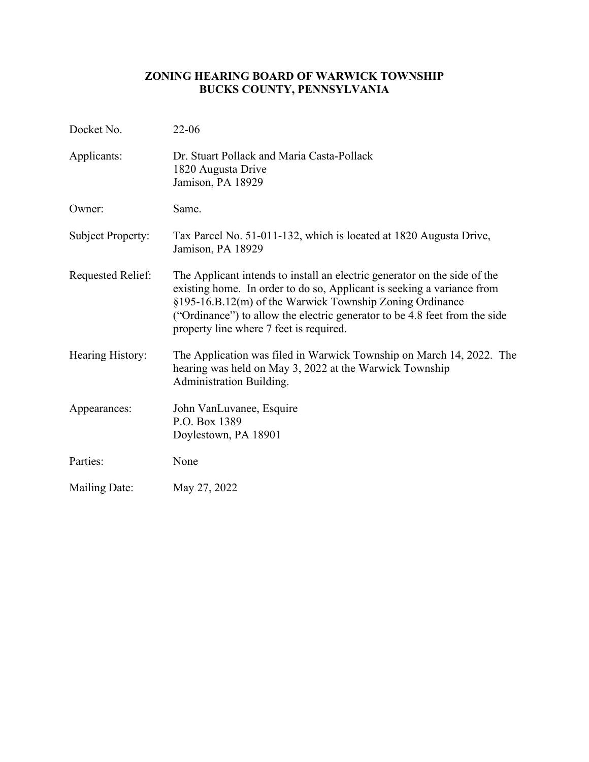# ZONING HEARING BOARD OF WARWICK TOWNSHIP
# BUCKS COUNTY, PENNSYLVANIA

| | |
|---|---|
| Docket No. | 22-06 |
| Applicants: | Dr. Stuart Pollack and Maria Casta-Pollack<br>1820 Augusta Drive<br>Jamison, PA 18929 |
| Owner: | Same. |
| Subject Property: | Tax Parcel No. 51-011-132, which is located at 1820 Augusta Drive, Jamison, PA 18929 |
| Requested Relief: | The Applicant intends to install an electric generator on the side of the existing home. In order to do so, Applicant is seeking a variance from §195-16.B.12(m) of the Warwick Township Zoning Ordinance ("Ordinance") to allow the electric generator to be 4.8 feet from the side property line where 7 feet is required. |
| Hearing History: | The Application was filed in Warwick Township on March 14, 2022. The hearing was held on May 3, 2022 at the Warwick Township Administration Building. |
| Appearances: | John VanLuvanee, Esquire<br>P.O. Box 1389<br>Doylestown, PA 18901 |
| Parties: | None |
| Mailing Date: | May 27, 2022 |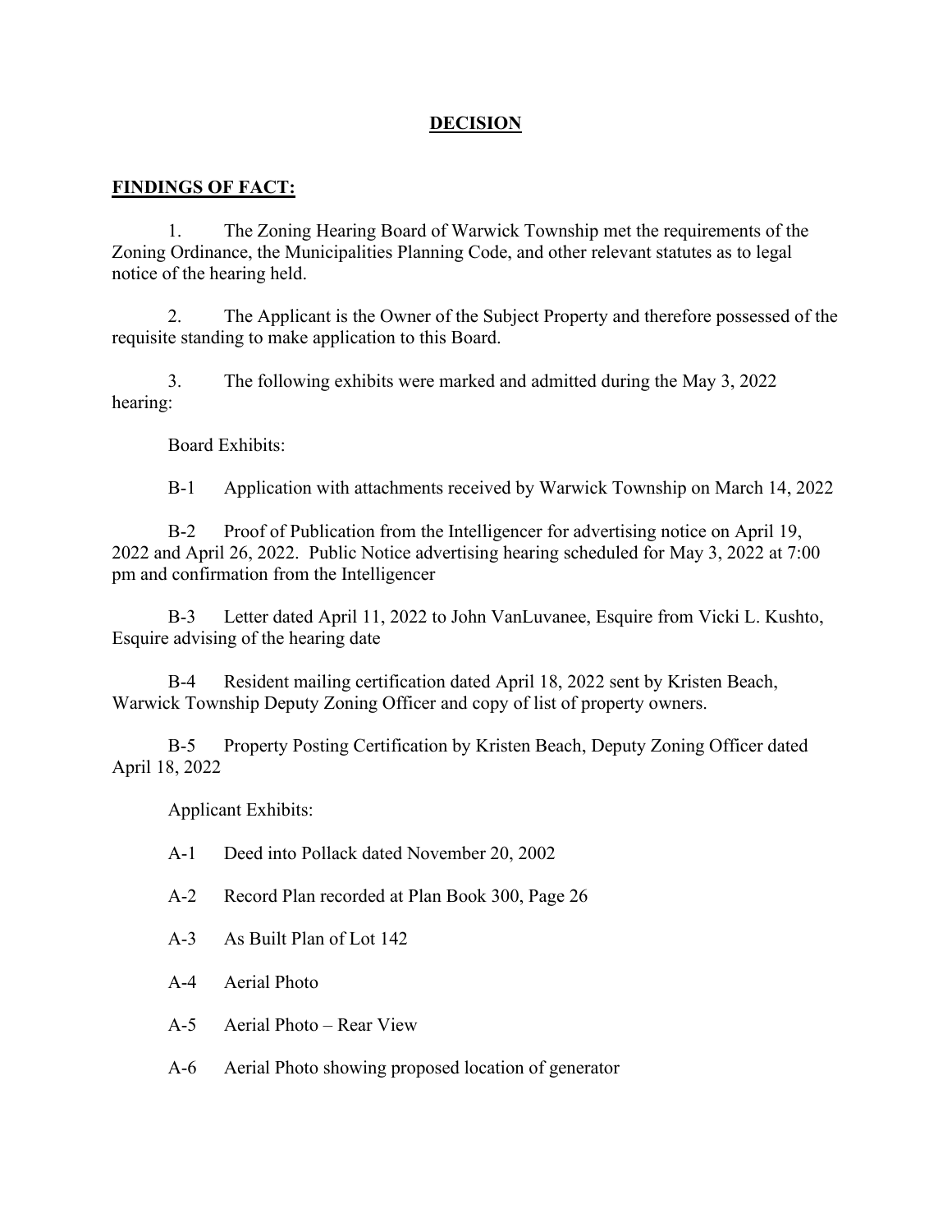# DECISION

## FINDINGS OF FACT:

1. The Zoning Hearing Board of Warwick Township met the requirements of the Zoning Ordinance, the Municipalities Planning Code, and other relevant statutes as to legal notice of the hearing held.

2. The Applicant is the Owner of the Subject Property and therefore possessed of the requisite standing to make application to this Board.

3. The following exhibits were marked and admitted during the May 3, 2022 hearing:

Board Exhibits:

B-1 Application with attachments received by Warwick Township on March 14, 2022

B-2 Proof of Publication from the Intelligencer for advertising notice on April 19, 2022 and April 26, 2022. Public Notice advertising hearing scheduled for May 3, 2022 at 7:00 pm and confirmation from the Intelligencer

B-3 Letter dated April 11, 2022 to John VanLuvanee, Esquire from Vicki L. Kushto, Esquire advising of the hearing date

B-4 Resident mailing certification dated April 18, 2022 sent by Kristen Beach, Warwick Township Deputy Zoning Officer and copy of list of property owners.

B-5 Property Posting Certification by Kristen Beach, Deputy Zoning Officer dated April 18, 2022

Applicant Exhibits:

A-1 Deed into Pollack dated November 20, 2002

A-2 Record Plan recorded at Plan Book 300, Page 26

A-3 As Built Plan of Lot 142

A-4 Aerial Photo

A-5 Aerial Photo – Rear View

A-6 Aerial Photo showing proposed location of generator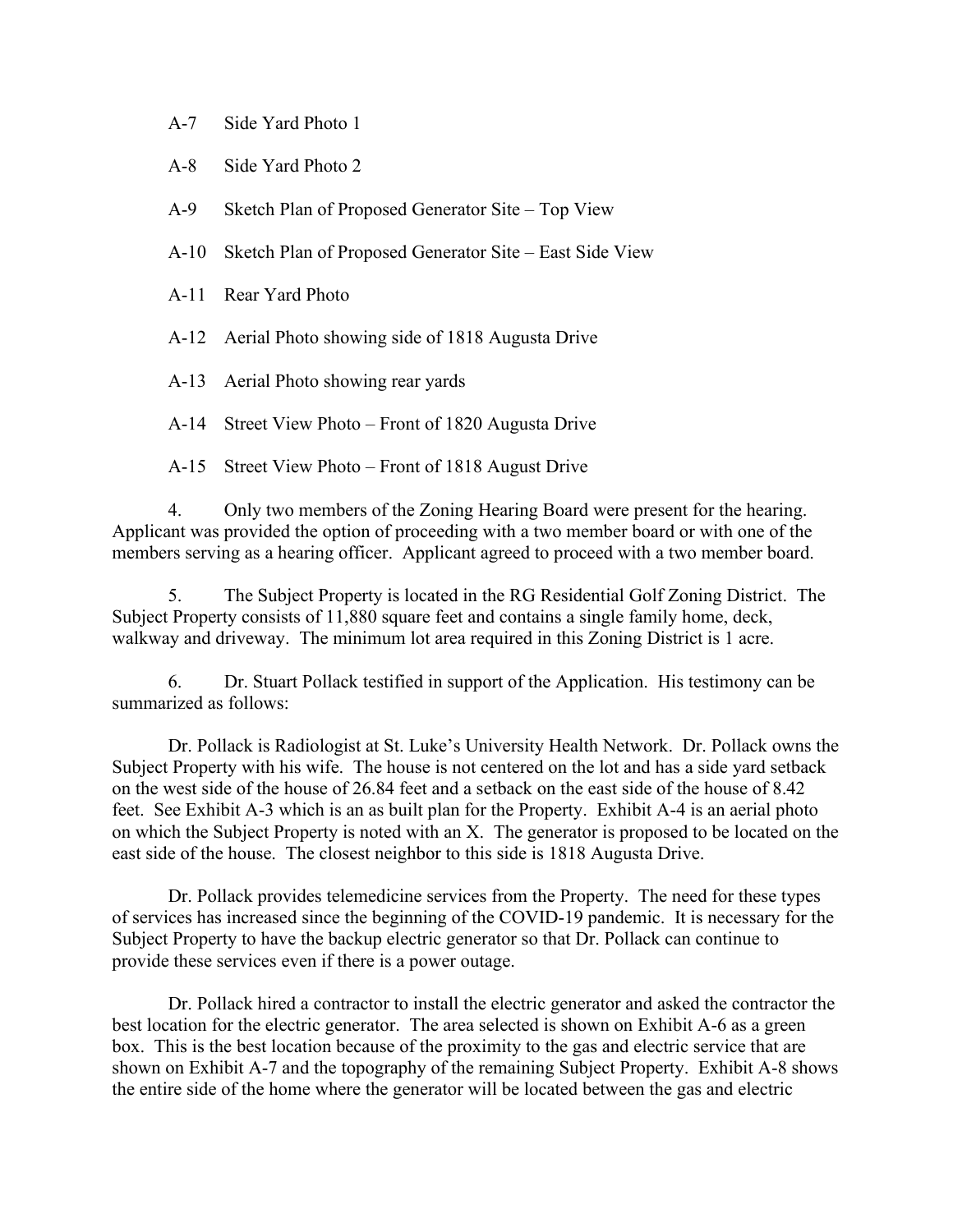A-7 Side Yard Photo 1

A-8 Side Yard Photo 2

A-9 Sketch Plan of Proposed Generator Site – Top View

A-10 Sketch Plan of Proposed Generator Site – East Side View

A-11 Rear Yard Photo

A-12 Aerial Photo showing side of 1818 Augusta Drive

A-13 Aerial Photo showing rear yards

A-14 Street View Photo – Front of 1820 Augusta Drive

A-15 Street View Photo – Front of 1818 August Drive

4. Only two members of the Zoning Hearing Board were present for the hearing. Applicant was provided the option of proceeding with a two member board or with one of the members serving as a hearing officer. Applicant agreed to proceed with a two member board.

5. The Subject Property is located in the RG Residential Golf Zoning District. The Subject Property consists of 11,880 square feet and contains a single family home, deck, walkway and driveway. The minimum lot area required in this Zoning District is 1 acre.

6. Dr. Stuart Pollack testified in support of the Application. His testimony can be summarized as follows:

Dr. Pollack is Radiologist at St. Luke's University Health Network. Dr. Pollack owns the Subject Property with his wife. The house is not centered on the lot and has a side yard setback on the west side of the house of 26.84 feet and a setback on the east side of the house of 8.42 feet. See Exhibit A-3 which is an as built plan for the Property. Exhibit A-4 is an aerial photo on which the Subject Property is noted with an X. The generator is proposed to be located on the east side of the house. The closest neighbor to this side is 1818 Augusta Drive.

Dr. Pollack provides telemedicine services from the Property. The need for these types of services has increased since the beginning of the COVID-19 pandemic. It is necessary for the Subject Property to have the backup electric generator so that Dr. Pollack can continue to provide these services even if there is a power outage.

Dr. Pollack hired a contractor to install the electric generator and asked the contractor the best location for the electric generator. The area selected is shown on Exhibit A-6 as a green box. This is the best location because of the proximity to the gas and electric service that are shown on Exhibit A-7 and the topography of the remaining Subject Property. Exhibit A-8 shows the entire side of the home where the generator will be located between the gas and electric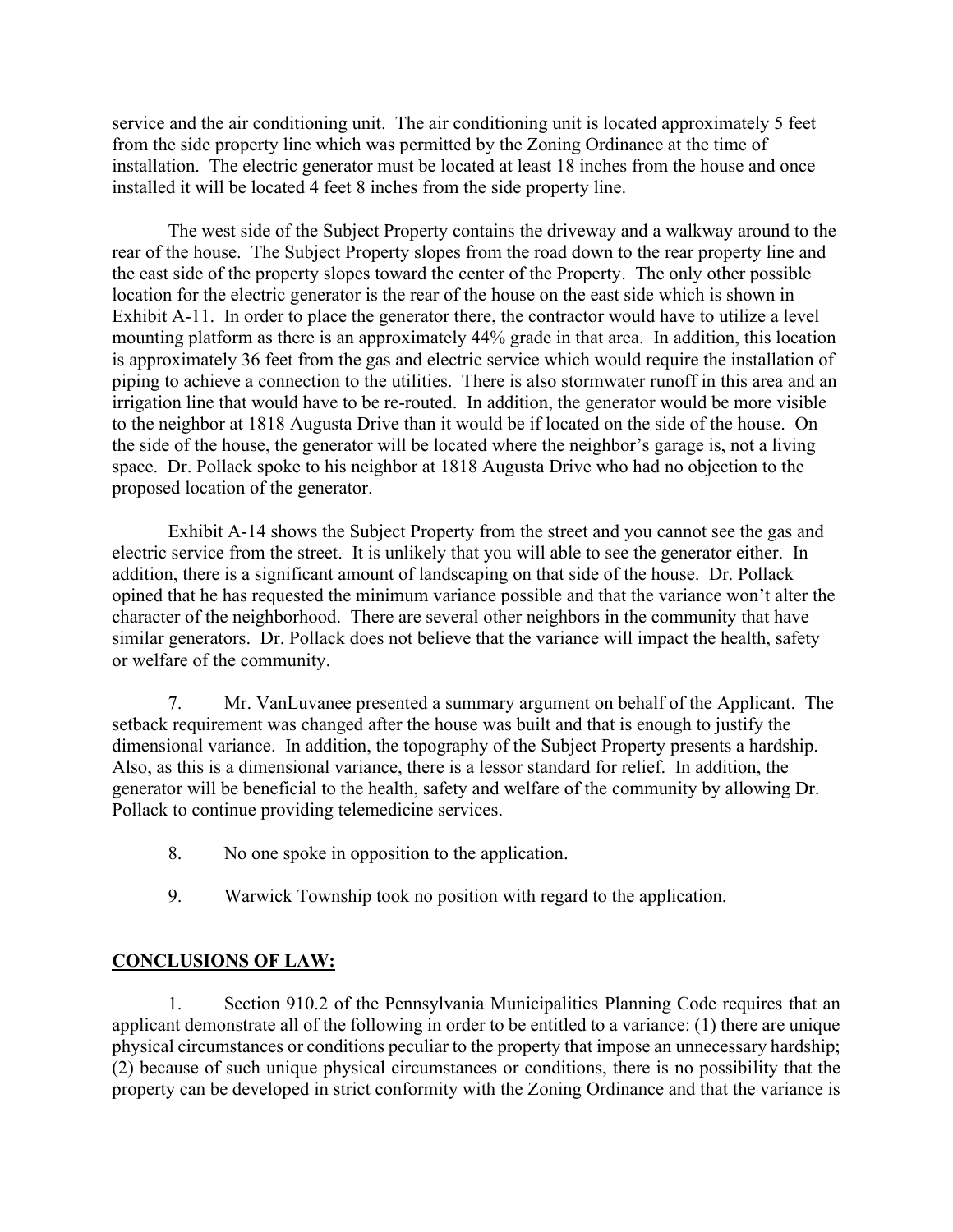service and the air conditioning unit. The air conditioning unit is located approximately 5 feet from the side property line which was permitted by the Zoning Ordinance at the time of installation. The electric generator must be located at least 18 inches from the house and once installed it will be located 4 feet 8 inches from the side property line.

The west side of the Subject Property contains the driveway and a walkway around to the rear of the house. The Subject Property slopes from the road down to the rear property line and the east side of the property slopes toward the center of the Property. The only other possible location for the electric generator is the rear of the house on the east side which is shown in Exhibit A-11. In order to place the generator there, the contractor would have to utilize a level mounting platform as there is an approximately 44% grade in that area. In addition, this location is approximately 36 feet from the gas and electric service which would require the installation of piping to achieve a connection to the utilities. There is also stormwater runoff in this area and an irrigation line that would have to be re-routed. In addition, the generator would be more visible to the neighbor at 1818 Augusta Drive than it would be if located on the side of the house. On the side of the house, the generator will be located where the neighbor's garage is, not a living space. Dr. Pollack spoke to his neighbor at 1818 Augusta Drive who had no objection to the proposed location of the generator.

Exhibit A-14 shows the Subject Property from the street and you cannot see the gas and electric service from the street. It is unlikely that you will able to see the generator either. In addition, there is a significant amount of landscaping on that side of the house. Dr. Pollack opined that he has requested the minimum variance possible and that the variance won't alter the character of the neighborhood. There are several other neighbors in the community that have similar generators. Dr. Pollack does not believe that the variance will impact the health, safety or welfare of the community.

7. Mr. VanLuvanee presented a summary argument on behalf of the Applicant. The setback requirement was changed after the house was built and that is enough to justify the dimensional variance. In addition, the topography of the Subject Property presents a hardship. Also, as this is a dimensional variance, there is a lessor standard for relief. In addition, the generator will be beneficial to the health, safety and welfare of the community by allowing Dr. Pollack to continue providing telemedicine services.

8. No one spoke in opposition to the application.

9. Warwick Township took no position with regard to the application.

## CONCLUSIONS OF LAW:

1. Section 910.2 of the Pennsylvania Municipalities Planning Code requires that an applicant demonstrate all of the following in order to be entitled to a variance: (1) there are unique physical circumstances or conditions peculiar to the property that impose an unnecessary hardship; (2) because of such unique physical circumstances or conditions, there is no possibility that the property can be developed in strict conformity with the Zoning Ordinance and that the variance is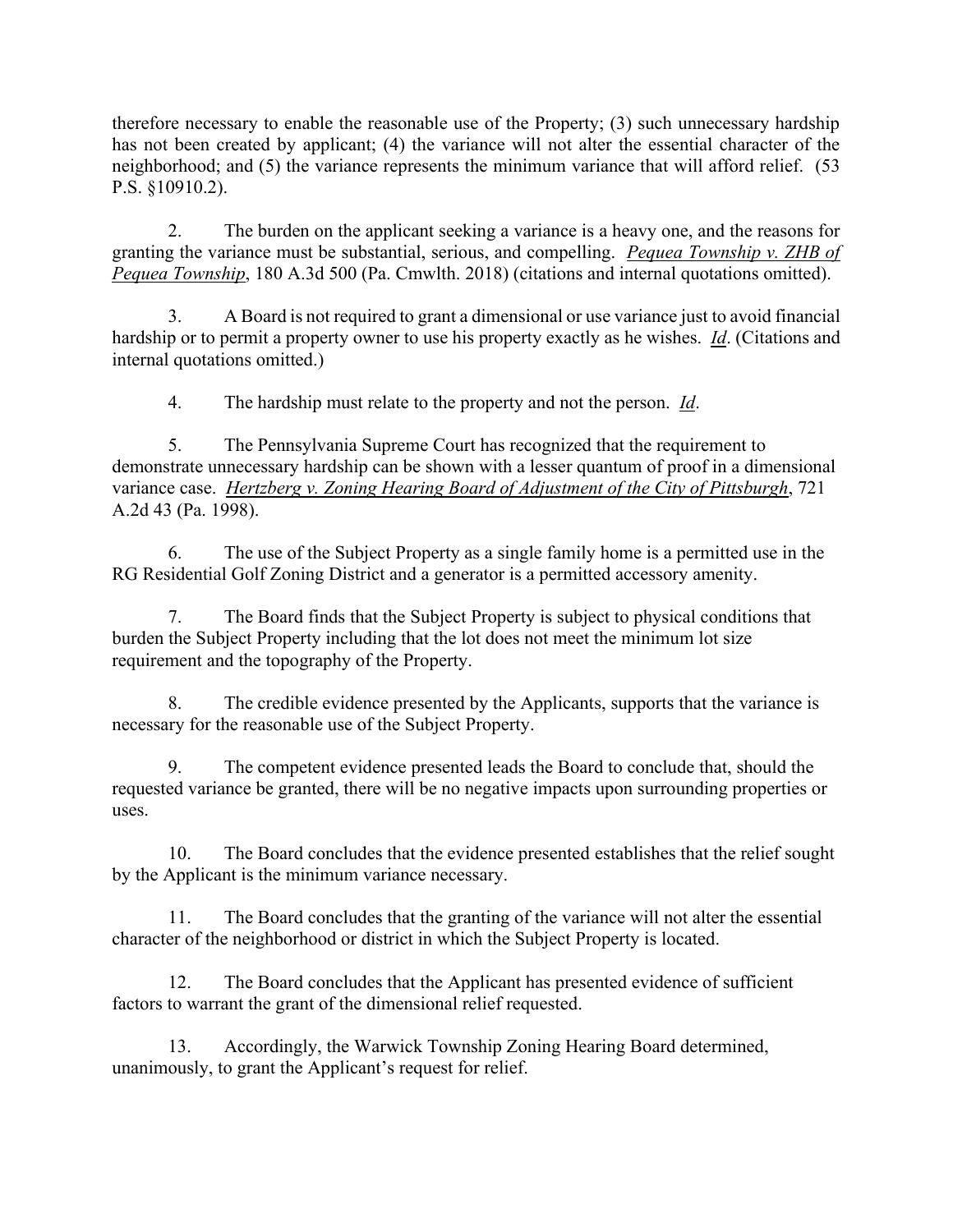therefore necessary to enable the reasonable use of the Property; (3) such unnecessary hardship has not been created by applicant; (4) the variance will not alter the essential character of the neighborhood; and (5) the variance represents the minimum variance that will afford relief. (53 P.S. §10910.2).

2. The burden on the applicant seeking a variance is a heavy one, and the reasons for granting the variance must be substantial, serious, and compelling. *Pequea Township v. ZHB of Pequea Township*, 180 A.3d 500 (Pa. Cmwlth. 2018) (citations and internal quotations omitted).

3. A Board is not required to grant a dimensional or use variance just to avoid financial hardship or to permit a property owner to use his property exactly as he wishes. *Id*. (Citations and internal quotations omitted.)

4. The hardship must relate to the property and not the person. *Id*.

5. The Pennsylvania Supreme Court has recognized that the requirement to demonstrate unnecessary hardship can be shown with a lesser quantum of proof in a dimensional variance case. *Hertzberg v. Zoning Hearing Board of Adjustment of the City of Pittsburgh*, 721 A.2d 43 (Pa. 1998).

6. The use of the Subject Property as a single family home is a permitted use in the RG Residential Golf Zoning District and a generator is a permitted accessory amenity.

7. The Board finds that the Subject Property is subject to physical conditions that burden the Subject Property including that the lot does not meet the minimum lot size requirement and the topography of the Property.

8. The credible evidence presented by the Applicants, supports that the variance is necessary for the reasonable use of the Subject Property.

9. The competent evidence presented leads the Board to conclude that, should the requested variance be granted, there will be no negative impacts upon surrounding properties or uses.

10. The Board concludes that the evidence presented establishes that the relief sought by the Applicant is the minimum variance necessary.

11. The Board concludes that the granting of the variance will not alter the essential character of the neighborhood or district in which the Subject Property is located.

12. The Board concludes that the Applicant has presented evidence of sufficient factors to warrant the grant of the dimensional relief requested.

13. Accordingly, the Warwick Township Zoning Hearing Board determined, unanimously, to grant the Applicant's request for relief.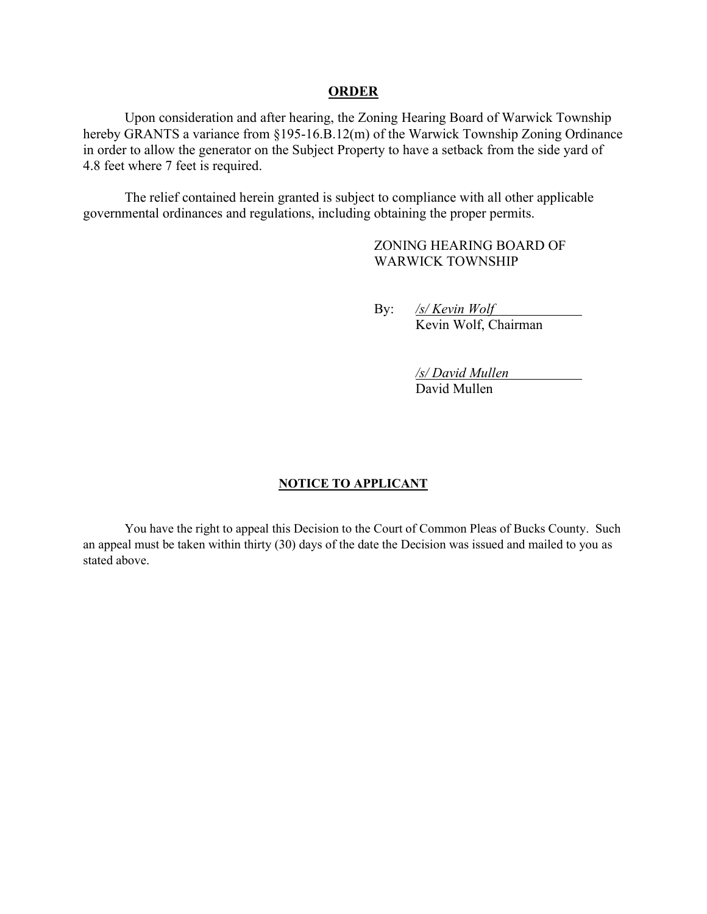## ORDER

Upon consideration and after hearing, the Zoning Hearing Board of Warwick Township hereby GRANTS a variance from §195-16.B.12(m) of the Warwick Township Zoning Ordinance in order to allow the generator on the Subject Property to have a setback from the side yard of 4.8 feet where 7 feet is required.

The relief contained herein granted is subject to compliance with all other applicable governmental ordinances and regulations, including obtaining the proper permits.

ZONING HEARING BOARD OF
WARWICK TOWNSHIP

By: */s/ Kevin Wolf*
Kevin Wolf, Chairman

*/s/ David Mullen*
David Mullen

## NOTICE TO APPLICANT

You have the right to appeal this Decision to the Court of Common Pleas of Bucks County. Such an appeal must be taken within thirty (30) days of the date the Decision was issued and mailed to you as stated above.